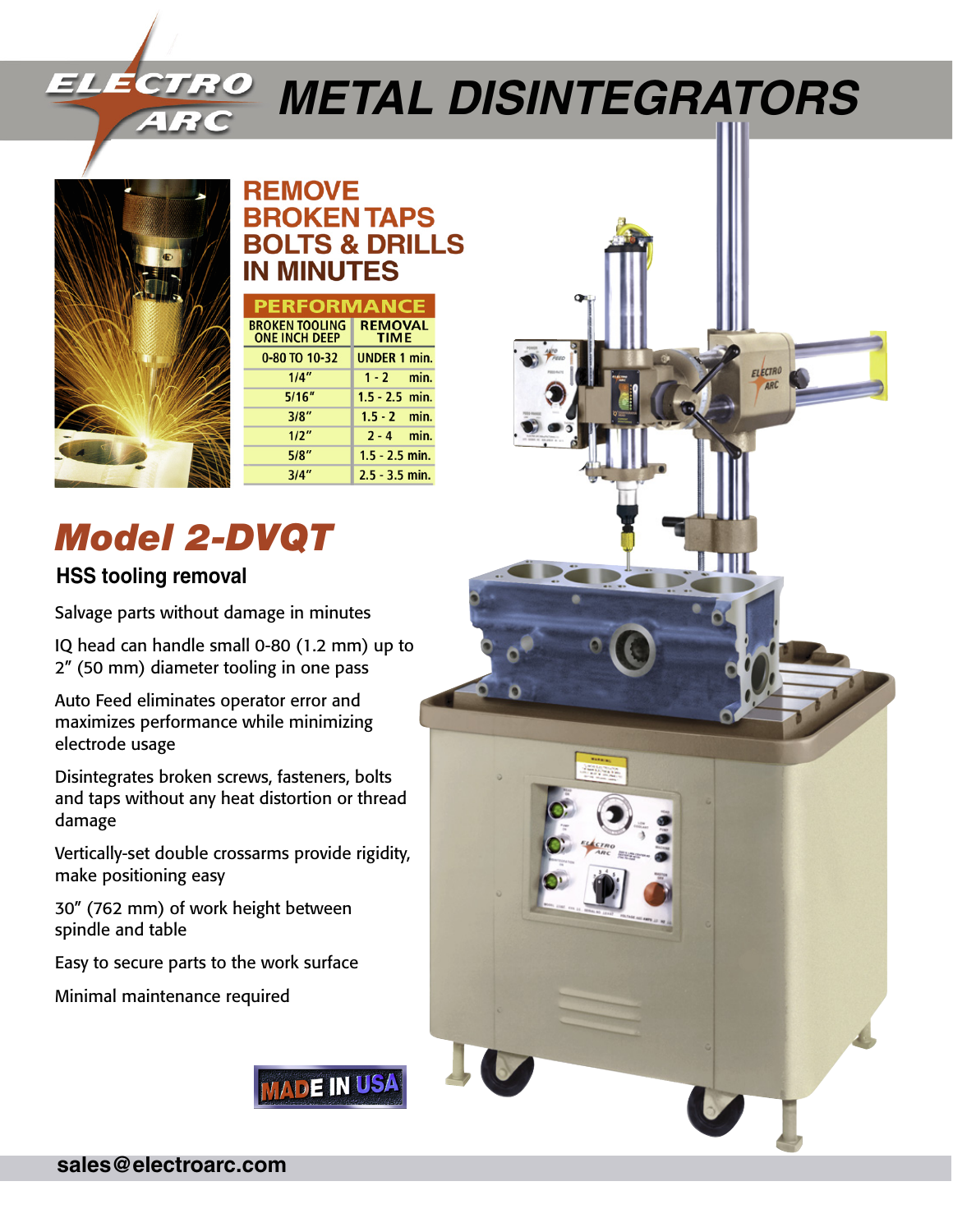# ELECTRO ARC METAL DISINTEGRATORS

## REMOVE BROKEN TAPS BOLTS & DRILLS IN MINUTES

| PERFORMANCE | |
|---|---|
| BROKEN TOOLING ONE INCH DEEP | REMOVAL TIME |
| 0-80 TO 10-32 | UNDER 1 min. |
| 1/4" | 1 - 2 min. |
| 5/16" | 1.5 - 2.5 min. |
| 3/8" | 1.5 - 2 min. |
| 1/2" | 2 - 4 min. |
| 5/8" | 1.5 - 2.5 min. |
| 3/4" | 2.5 - 3.5 min. |

# *Model 2-DVQT*

### HSS tooling removal

Salvage parts without damage in minutes

IQ head can handle small 0-80 (1.2 mm) up to 2" (50 mm) diameter tooling in one pass

Auto Feed eliminates operator error and maximizes performance while minimizing electrode usage

Disintegrates broken screws, fasteners, bolts and taps without any heat distortion or thread damage

Vertically-set double crossarms provide rigidity, make positioning easy

30" (762 mm) of work height between spindle and table

Easy to secure parts to the work surface

Minimal maintenance required

MADE IN USA

sales@electroarc.com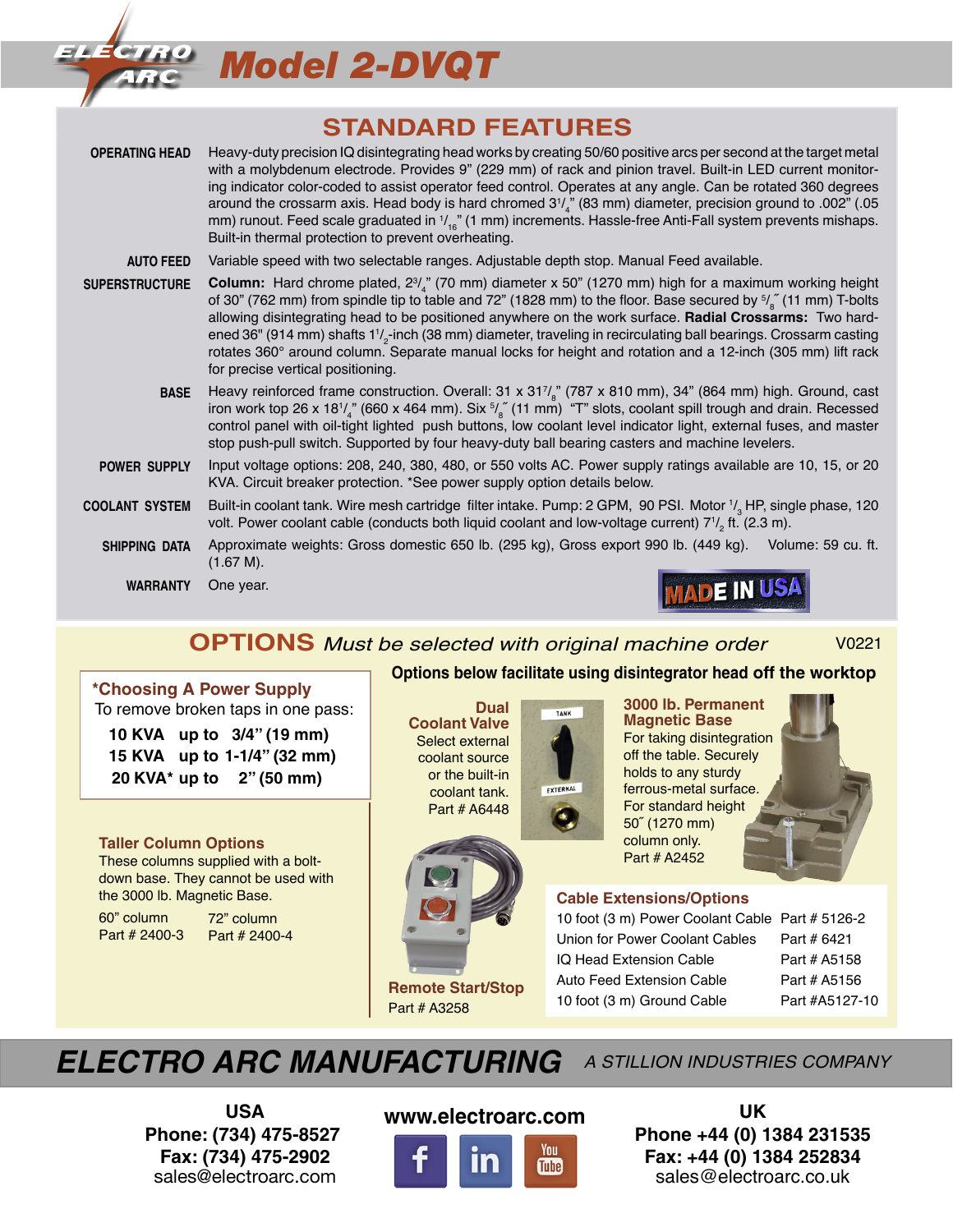# Model 2-DVQT

## STANDARD FEATURES

**OPERATING HEAD** Heavy-duty precision IQ disintegrating head works by creating 50/60 positive arcs per second at the target metal with a molybdenum electrode. Provides 9" (229 mm) of rack and pinion travel. Built-in LED current monitoring indicator color-coded to assist operator feed control. Operates at any angle. Can be rotated 360 degrees around the crossarm axis. Head body is hard chromed 3¹/₄" (83 mm) diameter, precision ground to .002" (.05 mm) runout. Feed scale graduated in ¹/₁₆" (1 mm) increments. Hassle-free Anti-Fall system prevents mishaps. Built-in thermal protection to prevent overheating.

**AUTO FEED** Variable speed with two selectable ranges. Adjustable depth stop. Manual Feed available.

**SUPERSTRUCTURE** **Column:** Hard chrome plated, 2³/₄" (70 mm) diameter x 50" (1270 mm) high for a maximum working height of 30" (762 mm) from spindle tip to table and 72" (1828 mm) to the floor. Base secured by ⁵/₈" (11 mm) T-bolts allowing disintegrating head to be positioned anywhere on the work surface. **Radial Crossarms:** Two hardened 36" (914 mm) shafts 1¹/₂-inch (38 mm) diameter, traveling in recirculating ball bearings. Crossarm casting rotates 360° around column. Separate manual locks for height and rotation and a 12-inch (305 mm) lift rack for precise vertical positioning.

**BASE** Heavy reinforced frame construction. Overall: 31 x 31⁷/₈" (787 x 810 mm), 34" (864 mm) high. Ground, cast iron work top 26 x 18¹/₄" (660 x 464 mm). Six ⁵/₈" (11 mm) "T" slots, coolant spill trough and drain. Recessed control panel with oil-tight lighted push buttons, low coolant level indicator light, external fuses, and master stop push-pull switch. Supported by four heavy-duty ball bearing casters and machine levelers.

**POWER SUPPLY** Input voltage options: 208, 240, 380, 480, or 550 volts AC. Power supply ratings available are 10, 15, or 20 KVA. Circuit breaker protection. *See power supply option details below.

**COOLANT SYSTEM** Built-in coolant tank. Wire mesh cartridge filter intake. Pump: 2 GPM, 90 PSI. Motor ¹/₃ HP, single phase, 120 volt. Power coolant cable (conducts both liquid coolant and low-voltage current) 7¹/₂ ft. (2.3 m).

**SHIPPING DATA** Approximate weights: Gross domestic 650 lb. (295 kg), Gross export 990 lb. (449 kg). Volume: 59 cu. ft. (1.67 M).

**WARRANTY** One year.

MADE IN USA

## OPTIONS *Must be selected with original machine order*

V0221

### *Choosing A Power Supply

To remove broken taps in one pass:

**10 KVA up to 3/4" (19 mm)**
**15 KVA up to 1-1/4" (32 mm)**
**20 KVA* up to 2" (50 mm)**

### Taller Column Options

These columns supplied with a bolt-down base. They cannot be used with the 3000 lb. Magnetic Base.

| | |
|---|---|
| 60" column | 72" column |
| Part # 2400-3 | Part # 2400-4 |

**Options below facilitate using disintegrator head off the worktop**

### Dual Coolant Valve

Select external coolant source or the built-in coolant tank.
Part # A6448

TANK
EXTERNAL

### 3000 lb. Permanent Magnetic Base

For taking disintegration off the table. Securely holds to any sturdy ferrous-metal surface. For standard height 50" (1270 mm) column only.
Part # A2452

### Remote Start/Stop

Part # A3258

### Cable Extensions/Options

| | |
|---|---|
| 10 foot (3 m) Power Coolant Cable | Part # 5126-2 |
| Union for Power Coolant Cables | Part # 6421 |
| IQ Head Extension Cable | Part # A5158 |
| Auto Feed Extension Cable | Part # A5156 |
| 10 foot (3 m) Ground Cable | Part #A5127-10 |

## ELECTRO ARC MANUFACTURING *A STILLION INDUSTRIES COMPANY*

**USA**
**Phone: (734) 475-8527**
**Fax: (734) 475-2902**
sales@electroarc.com

**www.electroarc.com**

**UK**
**Phone +44 (0) 1384 231535**
**Fax: +44 (0) 1384 252834**
sales@electroarc.co.uk